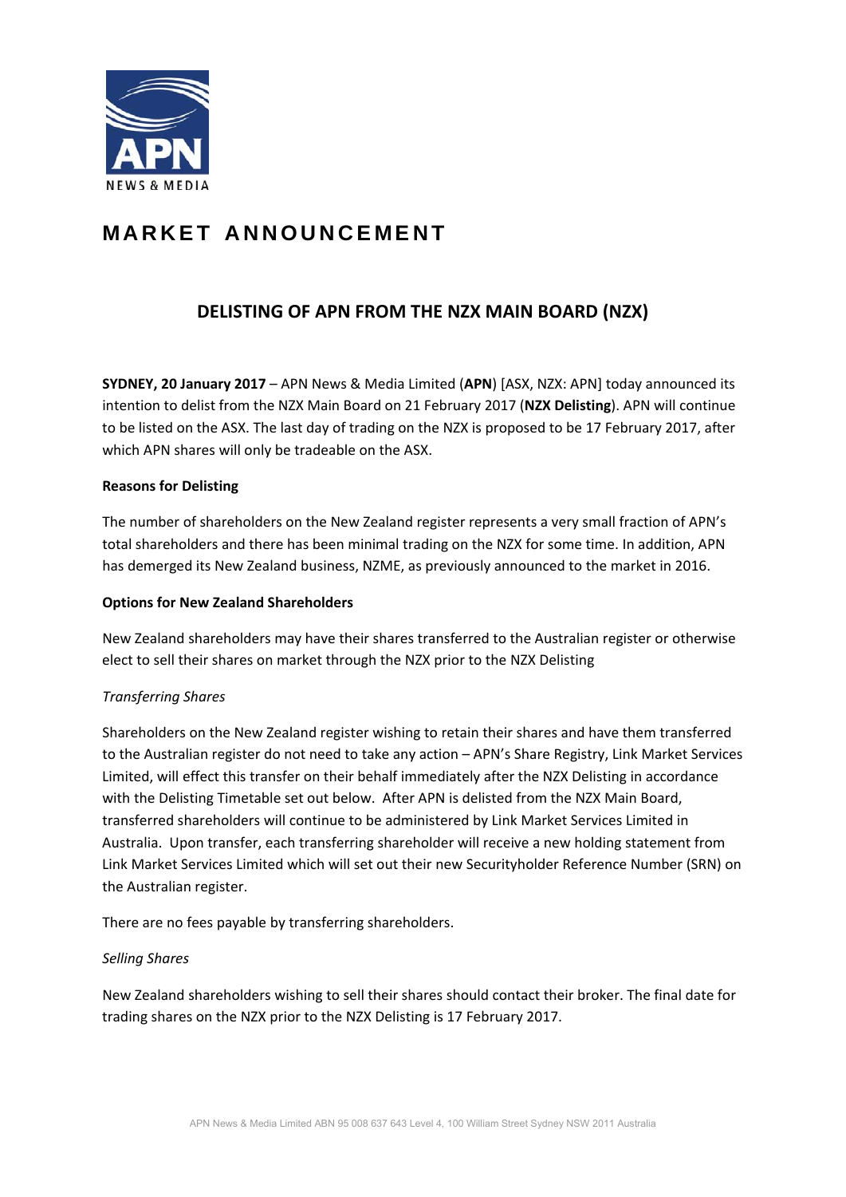# MARKET ANNOUNCEMENT

## DELISTING OF APN FROM THE NZX MAIN BOARD (NZX)

**SYDNEY, 20 January 2017** – APN News & Media Limited (**APN**) [ASX, NZX: APN] today announced its intention to delist from the NZX Main Board on 21 February 2017 (**NZX Delisting**). APN will continue to be listed on the ASX. The last day of trading on the NZX is proposed to be 17 February 2017, after which APN shares will only be tradeable on the ASX.

**Reasons for Delisting**

The number of shareholders on the New Zealand register represents a very small fraction of APN's total shareholders and there has been minimal trading on the NZX for some time. In addition, APN has demerged its New Zealand business, NZME, as previously announced to the market in 2016.

**Options for New Zealand Shareholders**

New Zealand shareholders may have their shares transferred to the Australian register or otherwise elect to sell their shares on market through the NZX prior to the NZX Delisting

*Transferring Shares*

Shareholders on the New Zealand register wishing to retain their shares and have them transferred to the Australian register do not need to take any action – APN's Share Registry, Link Market Services Limited, will effect this transfer on their behalf immediately after the NZX Delisting in accordance with the Delisting Timetable set out below. After APN is delisted from the NZX Main Board, transferred shareholders will continue to be administered by Link Market Services Limited in Australia. Upon transfer, each transferring shareholder will receive a new holding statement from Link Market Services Limited which will set out their new Securityholder Reference Number (SRN) on the Australian register.

There are no fees payable by transferring shareholders.

*Selling Shares*

New Zealand shareholders wishing to sell their shares should contact their broker. The final date for trading shares on the NZX prior to the NZX Delisting is 17 February 2017.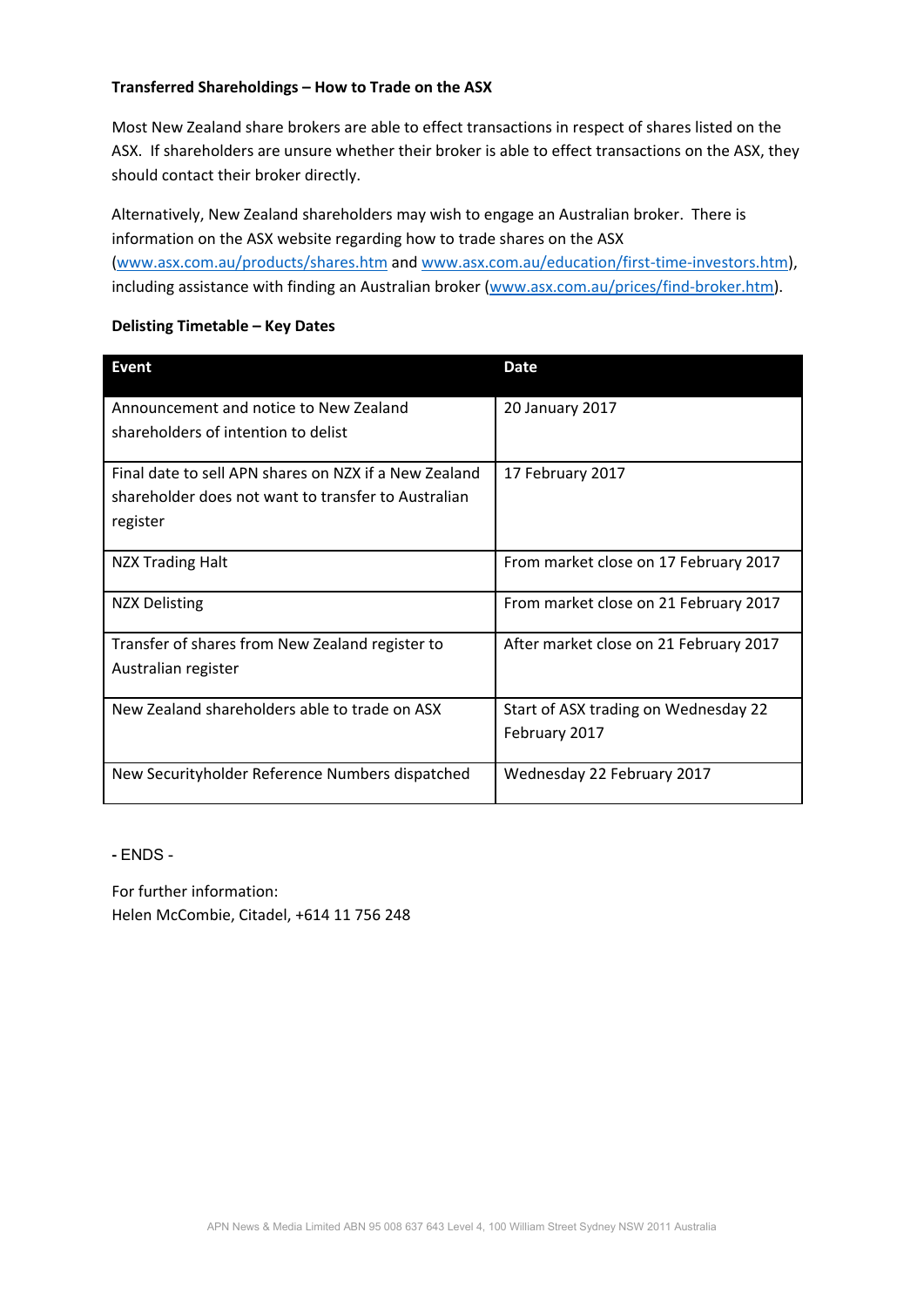**Transferred Shareholdings – How to Trade on the ASX**

Most New Zealand share brokers are able to effect transactions in respect of shares listed on the ASX. If shareholders are unsure whether their broker is able to effect transactions on the ASX, they should contact their broker directly.

Alternatively, New Zealand shareholders may wish to engage an Australian broker. There is information on the ASX website regarding how to trade shares on the ASX (www.asx.com.au/products/shares.htm and www.asx.com.au/education/first-time-investors.htm), including assistance with finding an Australian broker (www.asx.com.au/prices/find-broker.htm).

**Delisting Timetable – Key Dates**

| Event | Date |
|---|---|
| Announcement and notice to New Zealand shareholders of intention to delist | 20 January 2017 |
| Final date to sell APN shares on NZX if a New Zealand shareholder does not want to transfer to Australian register | 17 February 2017 |
| NZX Trading Halt | From market close on 17 February 2017 |
| NZX Delisting | From market close on 21 February 2017 |
| Transfer of shares from New Zealand register to Australian register | After market close on 21 February 2017 |
| New Zealand shareholders able to trade on ASX | Start of ASX trading on Wednesday 22 February 2017 |
| New Securityholder Reference Numbers dispatched | Wednesday 22 February 2017 |

- ENDS -

For further information:
Helen McCombie, Citadel, +614 11 756 248